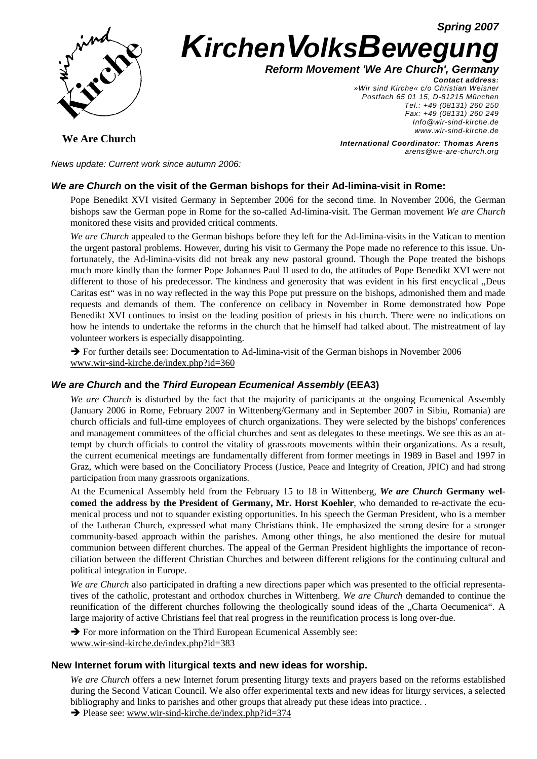Spring 2007

# KirchenVolksBewegung

***Reform Movement 'We Are Church', Germany***

***Contact address:***
*»Wir sind Kirche« c/o Christian Weisner*
*Postfach 65 01 15, D-81215 München*
*Tel.: +49 (08131) 260 250*
*Fax: +49 (08131) 260 249*
*Info@wir-sind-kirche.de*
*www.wir-sind-kirche.de*

**We Are Church**

***International Coordinator: Thomas Arens***
*arens@we-are-church.org*

*News update: Current work since autumn 2006:*

### *We are Church* on the visit of the German bishops for their Ad-limina-visit in Rome:

Pope Benedikt XVI visited Germany in September 2006 for the second time. In November 2006, the German bishops saw the German pope in Rome for the so-called Ad-limina-visit. The German movement *We are Church* monitored these visits and provided critical comments.

*We are Church* appealed to the German bishops before they left for the Ad-limina-visits in the Vatican to mention the urgent pastoral problems. However, during his visit to Germany the Pope made no reference to this issue. Unfortunately, the Ad-limina-visits did not break any new pastoral ground. Though the Pope treated the bishops much more kindly than the former Pope Johannes Paul II used to do, the attitudes of Pope Benedikt XVI were not different to those of his predecessor. The kindness and generosity that was evident in his first encyclical „Deus Caritas est" was in no way reflected in the way this Pope put pressure on the bishops, admonished them and made requests and demands of them. The conference on celibacy in November in Rome demonstrated how Pope Benedikt XVI continues to insist on the leading position of priests in his church. There were no indications on how he intends to undertake the reforms in the church that he himself had talked about. The mistreatment of lay volunteer workers is especially disappointing.

➔ For further details see: Documentation to Ad-limina-visit of the German bishops in November 2006
www.wir-sind-kirche.de/index.php?id=360

### *We are Church* and the *Third European Ecumenical Assembly* (EEA3)

*We are Church* is disturbed by the fact that the majority of participants at the ongoing Ecumenical Assembly (January 2006 in Rome, February 2007 in Wittenberg/Germany and in September 2007 in Sibiu, Romania) are church officials and full-time employees of church organizations. They were selected by the bishops' conferences and management committees of the official churches and sent as delegates to these meetings. We see this as an attempt by church officials to control the vitality of grassroots movements within their organizations. As a result, the current ecumenical meetings are fundamentally different from former meetings in 1989 in Basel and 1997 in Graz, which were based on the Conciliatory Process (Justice, Peace and Integrity of Creation, JPIC) and had strong participation from many grassroots organizations.

At the Ecumenical Assembly held from the February 15 to 18 in Wittenberg, ***We are Church* Germany welcomed the address by the President of Germany, Mr. Horst Koehler**, who demanded to re-activate the ecumenical process und not to squander existing opportunities. In his speech the German President, who is a member of the Lutheran Church, expressed what many Christians think. He emphasized the strong desire for a stronger community-based approach within the parishes. Among other things, he also mentioned the desire for mutual communion between different churches. The appeal of the German President highlights the importance of reconciliation between the different Christian Churches and between different religions for the continuing cultural and political integration in Europe.

*We are Church* also participated in drafting a new directions paper which was presented to the official representatives of the catholic, protestant and orthodox churches in Wittenberg. *We are Church* demanded to continue the reunification of the different churches following the theologically sound ideas of the „Charta Oecumenica". A large majority of active Christians feel that real progress in the reunification process is long over-due.

➔ For more information on the Third European Ecumenical Assembly see:
www.wir-sind-kirche.de/index.php?id=383

### New Internet forum with liturgical texts and new ideas for worship.

*We are Church* offers a new Internet forum presenting liturgy texts and prayers based on the reforms established during the Second Vatican Council. We also offer experimental texts and new ideas for liturgy services, a selected bibliography and links to parishes and other groups that already put these ideas into practice. .

➔ Please see: www.wir-sind-kirche.de/index.php?id=374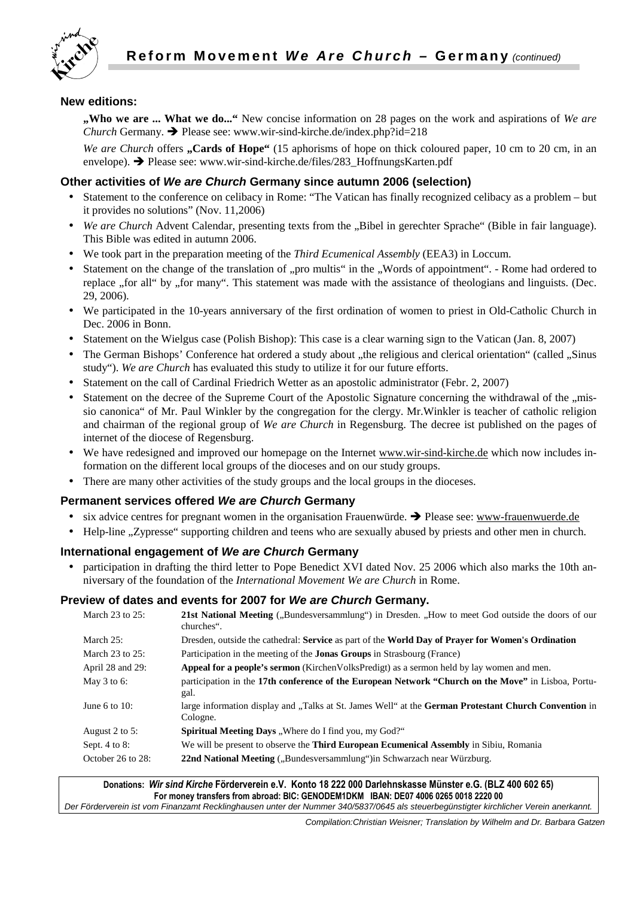## Reform Movement *We Are Church* – Germany *(continued)*

### New editions:

**„Who we are ... What we do..."** New concise information on 28 pages on the work and aspirations of *We are Church* Germany. ➔ Please see: www.wir-sind-kirche.de/index.php?id=218

*We are Church* offers **„Cards of Hope"** (15 aphorisms of hope on thick coloured paper, 10 cm to 20 cm, in an envelope). ➔ Please see: www.wir-sind-kirche.de/files/283_HoffnungsKarten.pdf

### Other activities of *We are Church* Germany since autumn 2006 (selection)

- Statement to the conference on celibacy in Rome: "The Vatican has finally recognized celibacy as a problem – but it provides no solutions" (Nov. 11,2006)
- *We are Church* Advent Calendar, presenting texts from the „Bibel in gerechter Sprache" (Bible in fair language). This Bible was edited in autumn 2006.
- We took part in the preparation meeting of the *Third Ecumenical Assembly* (EEA3) in Loccum.
- Statement on the change of the translation of „pro multis" in the „Words of appointment". - Rome had ordered to replace „for all" by „for many". This statement was made with the assistance of theologians and linguists. (Dec. 29, 2006).
- We participated in the 10-years anniversary of the first ordination of women to priest in Old-Catholic Church in Dec. 2006 in Bonn.
- Statement on the Wielgus case (Polish Bishop): This case is a clear warning sign to the Vatican (Jan. 8, 2007)
- The German Bishops' Conference hat ordered a study about „the religious and clerical orientation" (called „Sinus study"). *We are Church* has evaluated this study to utilize it for our future efforts.
- Statement on the call of Cardinal Friedrich Wetter as an apostolic administrator (Febr. 2, 2007)
- Statement on the decree of the Supreme Court of the Apostolic Signature concerning the withdrawal of the „missio canonica" of Mr. Paul Winkler by the congregation for the clergy. Mr.Winkler is teacher of catholic religion and chairman of the regional group of *We are Church* in Regensburg. The decree ist published on the pages of internet of the diocese of Regensburg.
- We have redesigned and improved our homepage on the Internet www.wir-sind-kirche.de which now includes information on the different local groups of the dioceses and on our study groups.
- There are many other activities of the study groups and the local groups in the dioceses.

### Permanent services offered *We are Church* Germany

- six advice centres for pregnant women in the organisation Frauenwürde. ➔ Please see: www-frauenwuerde.de
- Help-line „Zypresse" supporting children and teens who are sexually abused by priests and other men in church.

### International engagement of *We are Church* Germany

- participation in drafting the third letter to Pope Benedict XVI dated Nov. 25 2006 which also marks the 10th anniversary of the foundation of the *International Movement We are Church* in Rome.

### Preview of dates and events for 2007 for *We are Church* Germany.

| | |
|---|---|
| March 23 to 25: | **21st National Meeting** („Bundesversammlung") in Dresden. „How to meet God outside the doors of our churches". |
| March 25: | Dresden, outside the cathedral: **Service** as part of the **World Day of Prayer for Women's Ordination** |
| March 23 to 25: | Participation in the meeting of the **Jonas Groups** in Strasbourg (France) |
| April 28 and 29: | **Appeal for a people's sermon** (KirchenVolksPredigt) as a sermon held by lay women and men. |
| May 3 to 6: | participation in the **17th conference of the European Network "Church on the Move"** in Lisboa, Portugal. |
| June 6 to 10: | large information display and „Talks at St. James Well" at the **German Protestant Church Convention** in Cologne. |
| August 2 to 5: | **Spiritual Meeting Days** „Where do I find you, my God?" |
| Sept. 4 to 8: | We will be present to observe the **Third European Ecumenical Assembly** in Sibiu, Romania |
| October 26 to 28: | **22nd National Meeting** („Bundesversammlung")in Schwarzach near Würzburg. |

**Donations: *Wir sind Kirche* Förderverein e.V. Konto 18 222 000 Darlehnskasse Münster e.G. (BLZ 400 602 65)**
**For money transfers from abroad: BIC: GENODEM1DKM IBAN: DE07 4006 0265 0018 2220 00**
*Der Förderverein ist vom Finanzamt Recklinghausen unter der Nummer 340/5837/0645 als steuerbegünstigter kirchlicher Verein anerkannt.*

*Compilation:Christian Weisner; Translation by Wilhelm and Dr. Barbara Gatzen*